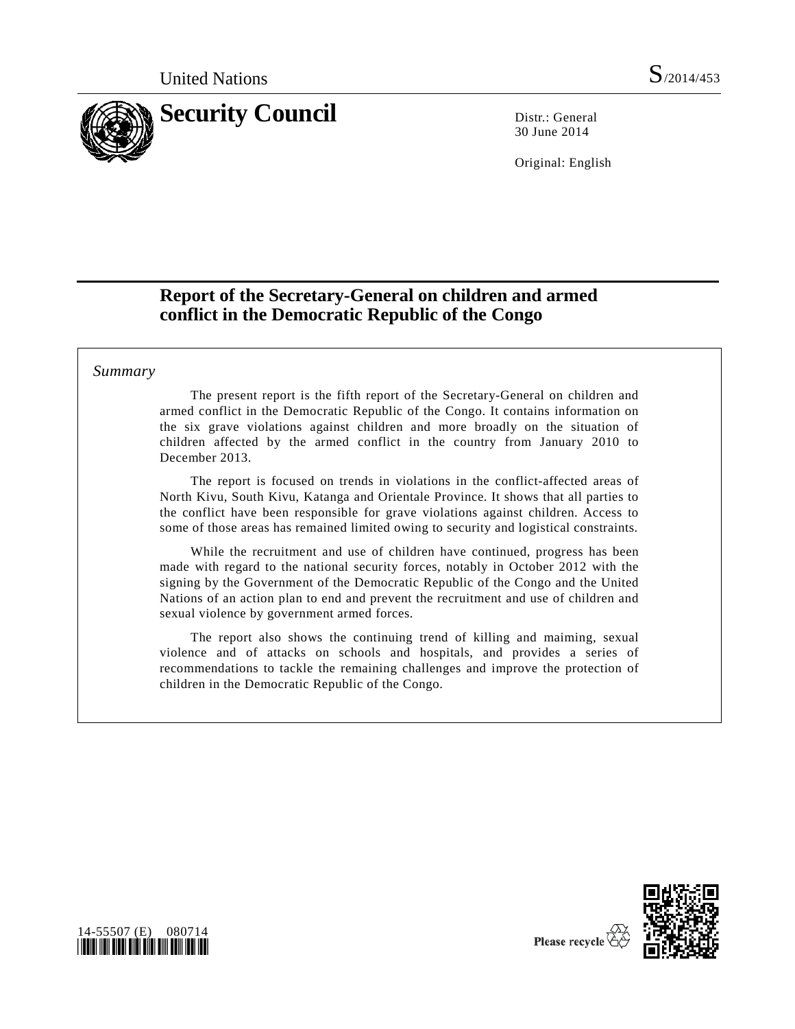United Nations

S/2014/453

# Security Council

Distr.: General
30 June 2014

Original: English

## Report of the Secretary-General on children and armed conflict in the Democratic Republic of the Congo

*Summary*

The present report is the fifth report of the Secretary-General on children and armed conflict in the Democratic Republic of the Congo. It contains information on the six grave violations against children and more broadly on the situation of children affected by the armed conflict in the country from January 2010 to December 2013.

The report is focused on trends in violations in the conflict-affected areas of North Kivu, South Kivu, Katanga and Orientale Province. It shows that all parties to the conflict have been responsible for grave violations against children. Access to some of those areas has remained limited owing to security and logistical constraints.

While the recruitment and use of children have continued, progress has been made with regard to the national security forces, notably in October 2012 with the signing by the Government of the Democratic Republic of the Congo and the United Nations of an action plan to end and prevent the recruitment and use of children and sexual violence by government armed forces.

The report also shows the continuing trend of killing and maiming, sexual violence and of attacks on schools and hospitals, and provides a series of recommendations to tackle the remaining challenges and improve the protection of children in the Democratic Republic of the Congo.

14-55507 (E) 080714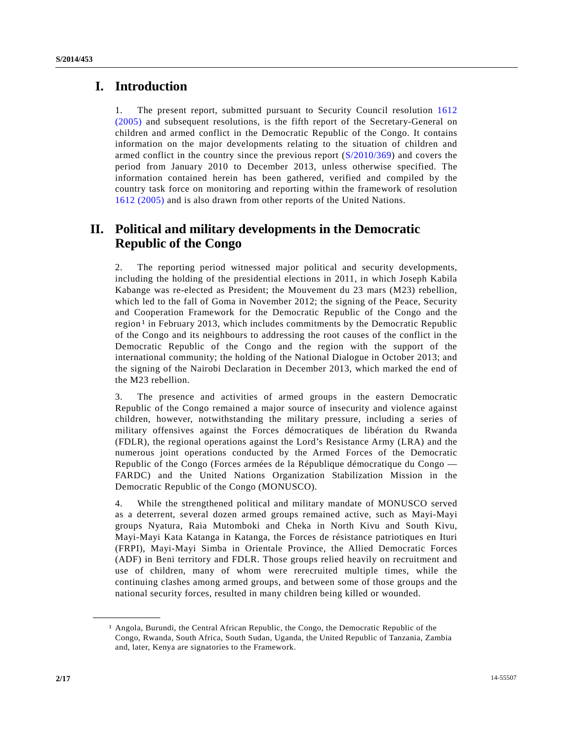# I. Introduction

1. The present report, submitted pursuant to Security Council resolution 1612 (2005) and subsequent resolutions, is the fifth report of the Secretary-General on children and armed conflict in the Democratic Republic of the Congo. It contains information on the major developments relating to the situation of children and armed conflict in the country since the previous report (S/2010/369) and covers the period from January 2010 to December 2013, unless otherwise specified. The information contained herein has been gathered, verified and compiled by the country task force on monitoring and reporting within the framework of resolution 1612 (2005) and is also drawn from other reports of the United Nations.

# II. Political and military developments in the Democratic Republic of the Congo

2. The reporting period witnessed major political and security developments, including the holding of the presidential elections in 2011, in which Joseph Kabila Kabange was re-elected as President; the Mouvement du 23 mars (M23) rebellion, which led to the fall of Goma in November 2012; the signing of the Peace, Security and Cooperation Framework for the Democratic Republic of the Congo and the region[1] in February 2013, which includes commitments by the Democratic Republic of the Congo and its neighbours to addressing the root causes of the conflict in the Democratic Republic of the Congo and the region with the support of the international community; the holding of the National Dialogue in October 2013; and the signing of the Nairobi Declaration in December 2013, which marked the end of the M23 rebellion.

3. The presence and activities of armed groups in the eastern Democratic Republic of the Congo remained a major source of insecurity and violence against children, however, notwithstanding the military pressure, including a series of military offensives against the Forces démocratiques de libération du Rwanda (FDLR), the regional operations against the Lord's Resistance Army (LRA) and the numerous joint operations conducted by the Armed Forces of the Democratic Republic of the Congo (Forces armées de la République démocratique du Congo — FARDC) and the United Nations Organization Stabilization Mission in the Democratic Republic of the Congo (MONUSCO).

4. While the strengthened political and military mandate of MONUSCO served as a deterrent, several dozen armed groups remained active, such as Mayi-Mayi groups Nyatura, Raia Mutomboki and Cheka in North Kivu and South Kivu, Mayi-Mayi Kata Katanga in Katanga, the Forces de résistance patriotiques en Ituri (FRPI), Mayi-Mayi Simba in Orientale Province, the Allied Democratic Forces (ADF) in Beni territory and FDLR. Those groups relied heavily on recruitment and use of children, many of whom were rerecruited multiple times, while the continuing clashes among armed groups, and between some of those groups and the national security forces, resulted in many children being killed or wounded.

[1] Angola, Burundi, the Central African Republic, the Congo, the Democratic Republic of the Congo, Rwanda, South Africa, South Sudan, Uganda, the United Republic of Tanzania, Zambia and, later, Kenya are signatories to the Framework.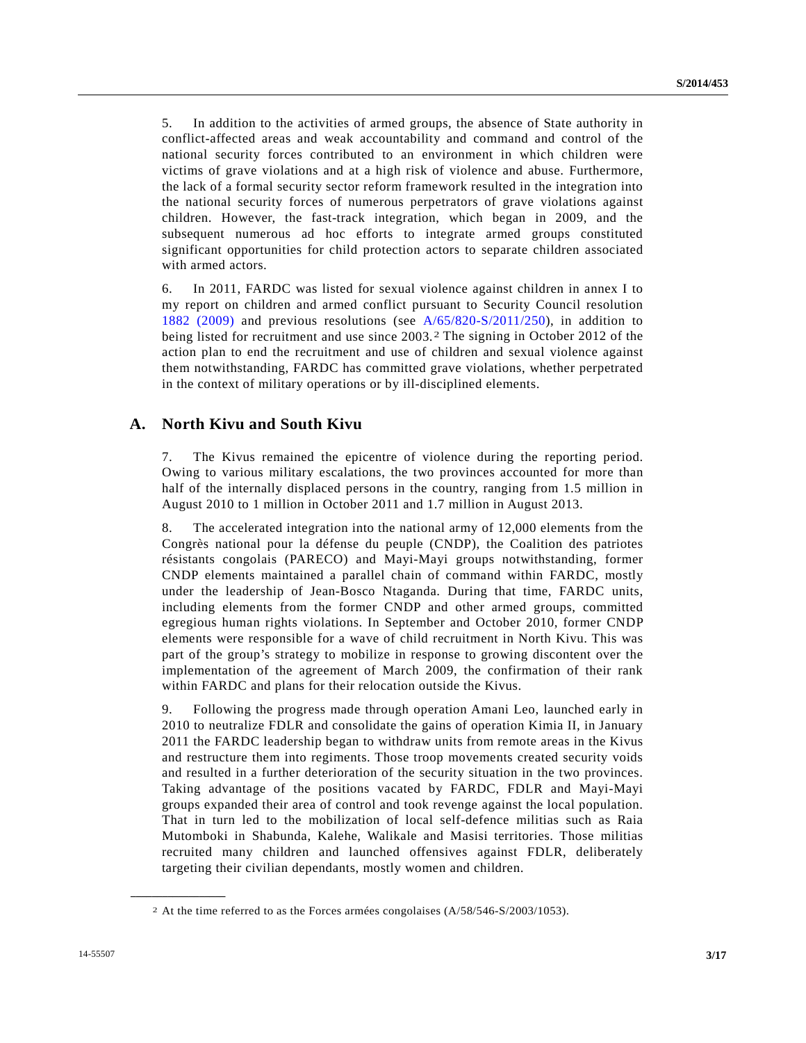5. In addition to the activities of armed groups, the absence of State authority in conflict-affected areas and weak accountability and command and control of the national security forces contributed to an environment in which children were victims of grave violations and at a high risk of violence and abuse. Furthermore, the lack of a formal security sector reform framework resulted in the integration into the national security forces of numerous perpetrators of grave violations against children. However, the fast-track integration, which began in 2009, and the subsequent numerous ad hoc efforts to integrate armed groups constituted significant opportunities for child protection actors to separate children associated with armed actors.

6. In 2011, FARDC was listed for sexual violence against children in annex I to my report on children and armed conflict pursuant to Security Council resolution 1882 (2009) and previous resolutions (see A/65/820-S/2011/250), in addition to being listed for recruitment and use since 2003.[2] The signing in October 2012 of the action plan to end the recruitment and use of children and sexual violence against them notwithstanding, FARDC has committed grave violations, whether perpetrated in the context of military operations or by ill-disciplined elements.

## A. North Kivu and South Kivu

7. The Kivus remained the epicentre of violence during the reporting period. Owing to various military escalations, the two provinces accounted for more than half of the internally displaced persons in the country, ranging from 1.5 million in August 2010 to 1 million in October 2011 and 1.7 million in August 2013.

8. The accelerated integration into the national army of 12,000 elements from the Congrès national pour la défense du peuple (CNDP), the Coalition des patriotes résistants congolais (PARECO) and Mayi-Mayi groups notwithstanding, former CNDP elements maintained a parallel chain of command within FARDC, mostly under the leadership of Jean-Bosco Ntaganda. During that time, FARDC units, including elements from the former CNDP and other armed groups, committed egregious human rights violations. In September and October 2010, former CNDP elements were responsible for a wave of child recruitment in North Kivu. This was part of the group's strategy to mobilize in response to growing discontent over the implementation of the agreement of March 2009, the confirmation of their rank within FARDC and plans for their relocation outside the Kivus.

9. Following the progress made through operation Amani Leo, launched early in 2010 to neutralize FDLR and consolidate the gains of operation Kimia II, in January 2011 the FARDC leadership began to withdraw units from remote areas in the Kivus and restructure them into regiments. Those troop movements created security voids and resulted in a further deterioration of the security situation in the two provinces. Taking advantage of the positions vacated by FARDC, FDLR and Mayi-Mayi groups expanded their area of control and took revenge against the local population. That in turn led to the mobilization of local self-defence militias such as Raia Mutomboki in Shabunda, Kalehe, Walikale and Masisi territories. Those militias recruited many children and launched offensives against FDLR, deliberately targeting their civilian dependants, mostly women and children.

---

[2] At the time referred to as the Forces armées congolaises (A/58/546-S/2003/1053).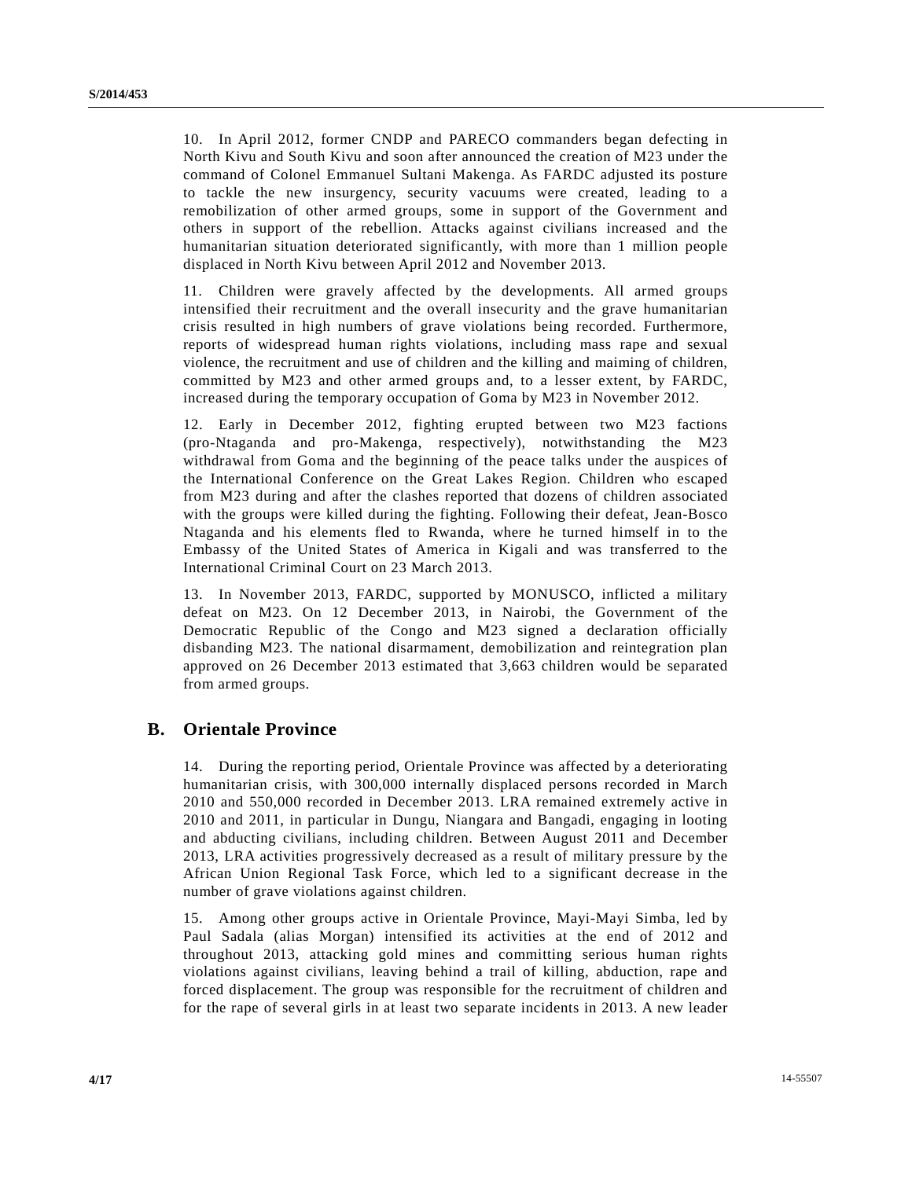10. In April 2012, former CNDP and PARECO commanders began defecting in North Kivu and South Kivu and soon after announced the creation of M23 under the command of Colonel Emmanuel Sultani Makenga. As FARDC adjusted its posture to tackle the new insurgency, security vacuums were created, leading to a remobilization of other armed groups, some in support of the Government and others in support of the rebellion. Attacks against civilians increased and the humanitarian situation deteriorated significantly, with more than 1 million people displaced in North Kivu between April 2012 and November 2013.

11. Children were gravely affected by the developments. All armed groups intensified their recruitment and the overall insecurity and the grave humanitarian crisis resulted in high numbers of grave violations being recorded. Furthermore, reports of widespread human rights violations, including mass rape and sexual violence, the recruitment and use of children and the killing and maiming of children, committed by M23 and other armed groups and, to a lesser extent, by FARDC, increased during the temporary occupation of Goma by M23 in November 2012.

12. Early in December 2012, fighting erupted between two M23 factions (pro-Ntaganda and pro-Makenga, respectively), notwithstanding the M23 withdrawal from Goma and the beginning of the peace talks under the auspices of the International Conference on the Great Lakes Region. Children who escaped from M23 during and after the clashes reported that dozens of children associated with the groups were killed during the fighting. Following their defeat, Jean-Bosco Ntaganda and his elements fled to Rwanda, where he turned himself in to the Embassy of the United States of America in Kigali and was transferred to the International Criminal Court on 23 March 2013.

13. In November 2013, FARDC, supported by MONUSCO, inflicted a military defeat on M23. On 12 December 2013, in Nairobi, the Government of the Democratic Republic of the Congo and M23 signed a declaration officially disbanding M23. The national disarmament, demobilization and reintegration plan approved on 26 December 2013 estimated that 3,663 children would be separated from armed groups.

## B. Orientale Province

14. During the reporting period, Orientale Province was affected by a deteriorating humanitarian crisis, with 300,000 internally displaced persons recorded in March 2010 and 550,000 recorded in December 2013. LRA remained extremely active in 2010 and 2011, in particular in Dungu, Niangara and Bangadi, engaging in looting and abducting civilians, including children. Between August 2011 and December 2013, LRA activities progressively decreased as a result of military pressure by the African Union Regional Task Force, which led to a significant decrease in the number of grave violations against children.

15. Among other groups active in Orientale Province, Mayi-Mayi Simba, led by Paul Sadala (alias Morgan) intensified its activities at the end of 2012 and throughout 2013, attacking gold mines and committing serious human rights violations against civilians, leaving behind a trail of killing, abduction, rape and forced displacement. The group was responsible for the recruitment of children and for the rape of several girls in at least two separate incidents in 2013. A new leader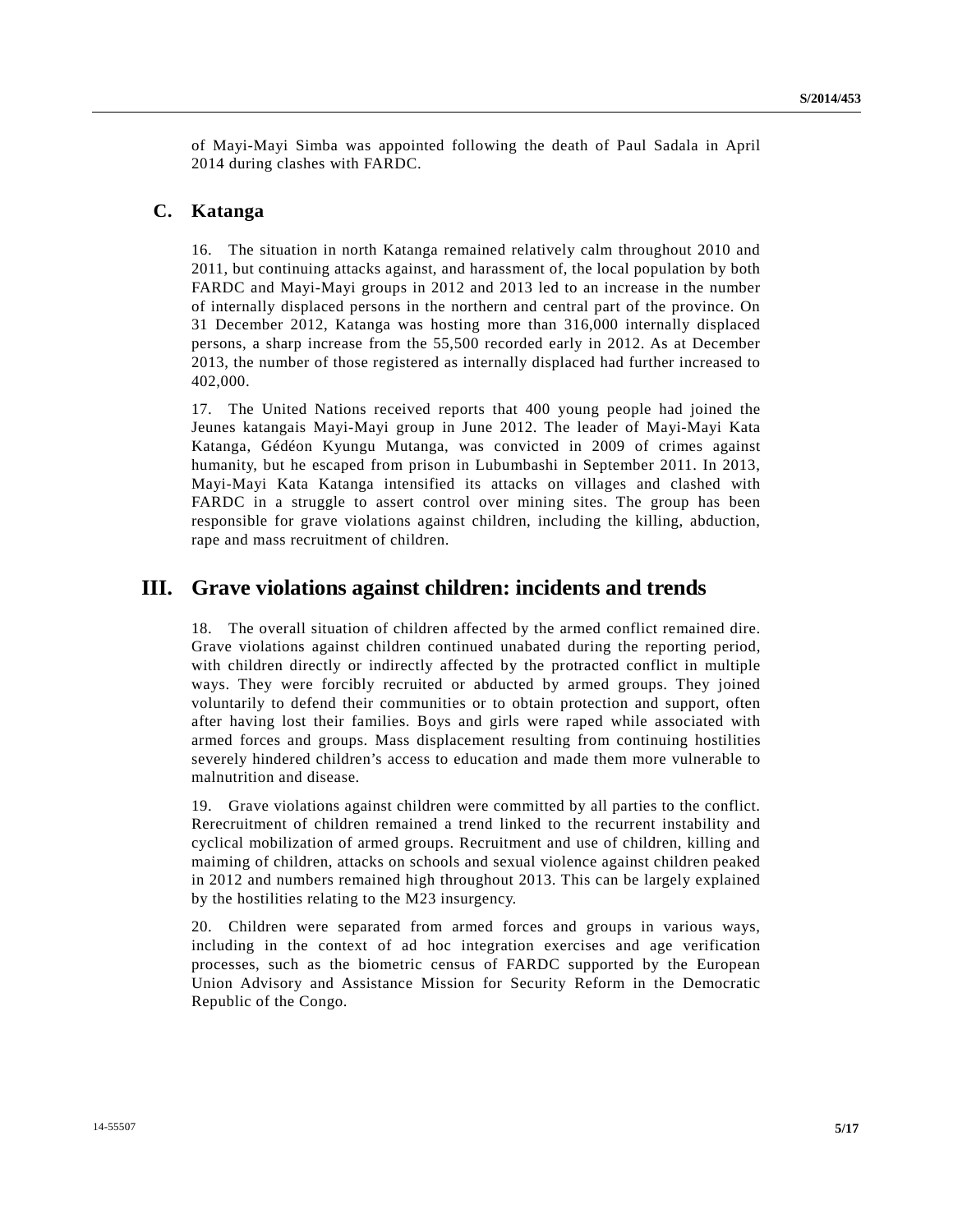of Mayi-Mayi Simba was appointed following the death of Paul Sadala in April 2014 during clashes with FARDC.

## C. Katanga

16. The situation in north Katanga remained relatively calm throughout 2010 and 2011, but continuing attacks against, and harassment of, the local population by both FARDC and Mayi-Mayi groups in 2012 and 2013 led to an increase in the number of internally displaced persons in the northern and central part of the province. On 31 December 2012, Katanga was hosting more than 316,000 internally displaced persons, a sharp increase from the 55,500 recorded early in 2012. As at December 2013, the number of those registered as internally displaced had further increased to 402,000.

17. The United Nations received reports that 400 young people had joined the Jeunes katangais Mayi-Mayi group in June 2012. The leader of Mayi-Mayi Kata Katanga, Gédéon Kyungu Mutanga, was convicted in 2009 of crimes against humanity, but he escaped from prison in Lubumbashi in September 2011. In 2013, Mayi-Mayi Kata Katanga intensified its attacks on villages and clashed with FARDC in a struggle to assert control over mining sites. The group has been responsible for grave violations against children, including the killing, abduction, rape and mass recruitment of children.

# III. Grave violations against children: incidents and trends

18. The overall situation of children affected by the armed conflict remained dire. Grave violations against children continued unabated during the reporting period, with children directly or indirectly affected by the protracted conflict in multiple ways. They were forcibly recruited or abducted by armed groups. They joined voluntarily to defend their communities or to obtain protection and support, often after having lost their families. Boys and girls were raped while associated with armed forces and groups. Mass displacement resulting from continuing hostilities severely hindered children's access to education and made them more vulnerable to malnutrition and disease.

19. Grave violations against children were committed by all parties to the conflict. Rerecruitment of children remained a trend linked to the recurrent instability and cyclical mobilization of armed groups. Recruitment and use of children, killing and maiming of children, attacks on schools and sexual violence against children peaked in 2012 and numbers remained high throughout 2013. This can be largely explained by the hostilities relating to the M23 insurgency.

20. Children were separated from armed forces and groups in various ways, including in the context of ad hoc integration exercises and age verification processes, such as the biometric census of FARDC supported by the European Union Advisory and Assistance Mission for Security Reform in the Democratic Republic of the Congo.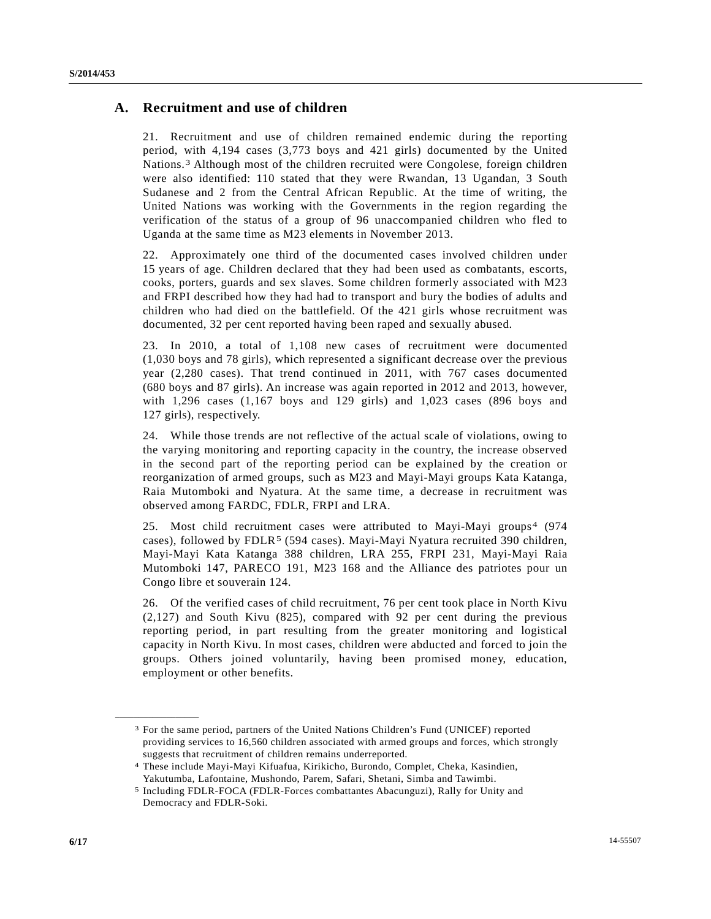## A. Recruitment and use of children

21. Recruitment and use of children remained endemic during the reporting period, with 4,194 cases (3,773 boys and 421 girls) documented by the United Nations.[3] Although most of the children recruited were Congolese, foreign children were also identified: 110 stated that they were Rwandan, 13 Ugandan, 3 South Sudanese and 2 from the Central African Republic. At the time of writing, the United Nations was working with the Governments in the region regarding the verification of the status of a group of 96 unaccompanied children who fled to Uganda at the same time as M23 elements in November 2013.

22. Approximately one third of the documented cases involved children under 15 years of age. Children declared that they had been used as combatants, escorts, cooks, porters, guards and sex slaves. Some children formerly associated with M23 and FRPI described how they had had to transport and bury the bodies of adults and children who had died on the battlefield. Of the 421 girls whose recruitment was documented, 32 per cent reported having been raped and sexually abused.

23. In 2010, a total of 1,108 new cases of recruitment were documented (1,030 boys and 78 girls), which represented a significant decrease over the previous year (2,280 cases). That trend continued in 2011, with 767 cases documented (680 boys and 87 girls). An increase was again reported in 2012 and 2013, however, with 1,296 cases (1,167 boys and 129 girls) and 1,023 cases (896 boys and 127 girls), respectively.

24. While those trends are not reflective of the actual scale of violations, owing to the varying monitoring and reporting capacity in the country, the increase observed in the second part of the reporting period can be explained by the creation or reorganization of armed groups, such as M23 and Mayi-Mayi groups Kata Katanga, Raia Mutomboki and Nyatura. At the same time, a decrease in recruitment was observed among FARDC, FDLR, FRPI and LRA.

25. Most child recruitment cases were attributed to Mayi-Mayi groups[4] (974 cases), followed by FDLR[5] (594 cases). Mayi-Mayi Nyatura recruited 390 children, Mayi-Mayi Kata Katanga 388 children, LRA 255, FRPI 231, Mayi-Mayi Raia Mutomboki 147, PARECO 191, M23 168 and the Alliance des patriotes pour un Congo libre et souverain 124.

26. Of the verified cases of child recruitment, 76 per cent took place in North Kivu (2,127) and South Kivu (825), compared with 92 per cent during the previous reporting period, in part resulting from the greater monitoring and logistical capacity in North Kivu. In most cases, children were abducted and forced to join the groups. Others joined voluntarily, having been promised money, education, employment or other benefits.

---

[3] For the same period, partners of the United Nations Children's Fund (UNICEF) reported providing services to 16,560 children associated with armed groups and forces, which strongly suggests that recruitment of children remains underreported.

[4] These include Mayi-Mayi Kifuafua, Kirikicho, Burondo, Complet, Cheka, Kasindien, Yakutumba, Lafontaine, Mushondo, Parem, Safari, Shetani, Simba and Tawimbi.

[5] Including FDLR-FOCA (FDLR-Forces combattantes Abacunguzi), Rally for Unity and Democracy and FDLR-Soki.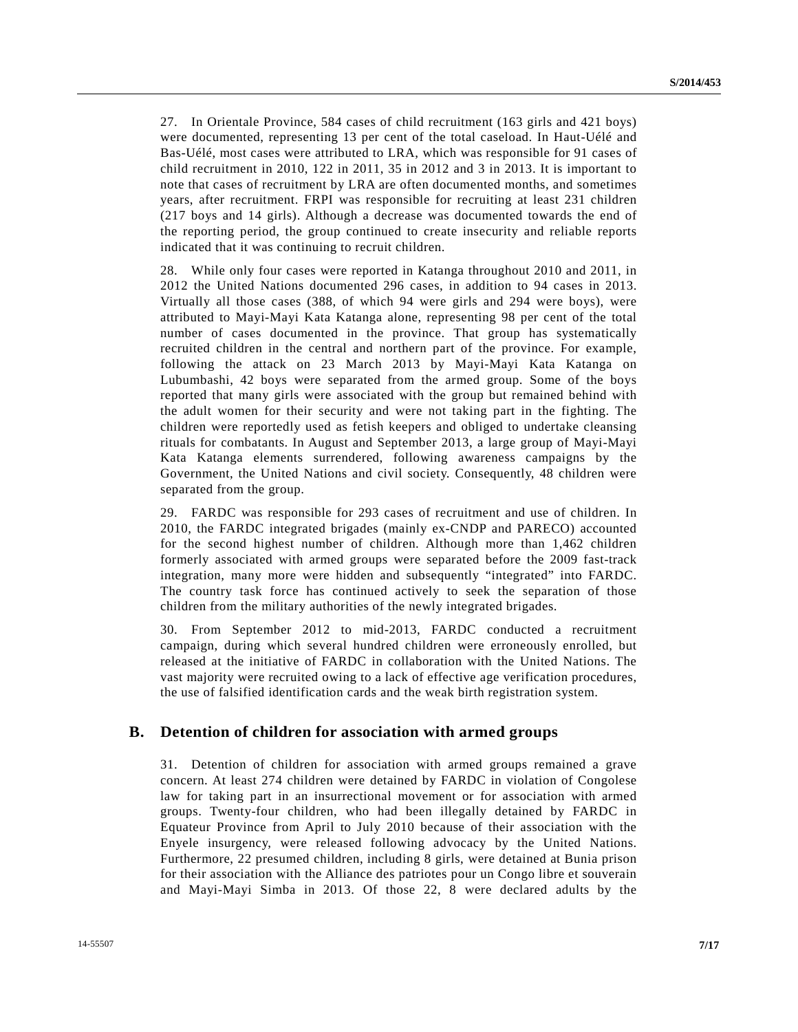27. In Orientale Province, 584 cases of child recruitment (163 girls and 421 boys) were documented, representing 13 per cent of the total caseload. In Haut-Uélé and Bas-Uélé, most cases were attributed to LRA, which was responsible for 91 cases of child recruitment in 2010, 122 in 2011, 35 in 2012 and 3 in 2013. It is important to note that cases of recruitment by LRA are often documented months, and sometimes years, after recruitment. FRPI was responsible for recruiting at least 231 children (217 boys and 14 girls). Although a decrease was documented towards the end of the reporting period, the group continued to create insecurity and reliable reports indicated that it was continuing to recruit children.

28. While only four cases were reported in Katanga throughout 2010 and 2011, in 2012 the United Nations documented 296 cases, in addition to 94 cases in 2013. Virtually all those cases (388, of which 94 were girls and 294 were boys), were attributed to Mayi-Mayi Kata Katanga alone, representing 98 per cent of the total number of cases documented in the province. That group has systematically recruited children in the central and northern part of the province. For example, following the attack on 23 March 2013 by Mayi-Mayi Kata Katanga on Lubumbashi, 42 boys were separated from the armed group. Some of the boys reported that many girls were associated with the group but remained behind with the adult women for their security and were not taking part in the fighting. The children were reportedly used as fetish keepers and obliged to undertake cleansing rituals for combatants. In August and September 2013, a large group of Mayi-Mayi Kata Katanga elements surrendered, following awareness campaigns by the Government, the United Nations and civil society. Consequently, 48 children were separated from the group.

29. FARDC was responsible for 293 cases of recruitment and use of children. In 2010, the FARDC integrated brigades (mainly ex-CNDP and PARECO) accounted for the second highest number of children. Although more than 1,462 children formerly associated with armed groups were separated before the 2009 fast-track integration, many more were hidden and subsequently "integrated" into FARDC. The country task force has continued actively to seek the separation of those children from the military authorities of the newly integrated brigades.

30. From September 2012 to mid-2013, FARDC conducted a recruitment campaign, during which several hundred children were erroneously enrolled, but released at the initiative of FARDC in collaboration with the United Nations. The vast majority were recruited owing to a lack of effective age verification procedures, the use of falsified identification cards and the weak birth registration system.

## B. Detention of children for association with armed groups

31. Detention of children for association with armed groups remained a grave concern. At least 274 children were detained by FARDC in violation of Congolese law for taking part in an insurrectional movement or for association with armed groups. Twenty-four children, who had been illegally detained by FARDC in Equateur Province from April to July 2010 because of their association with the Enyele insurgency, were released following advocacy by the United Nations. Furthermore, 22 presumed children, including 8 girls, were detained at Bunia prison for their association with the Alliance des patriotes pour un Congo libre et souverain and Mayi-Mayi Simba in 2013. Of those 22, 8 were declared adults by the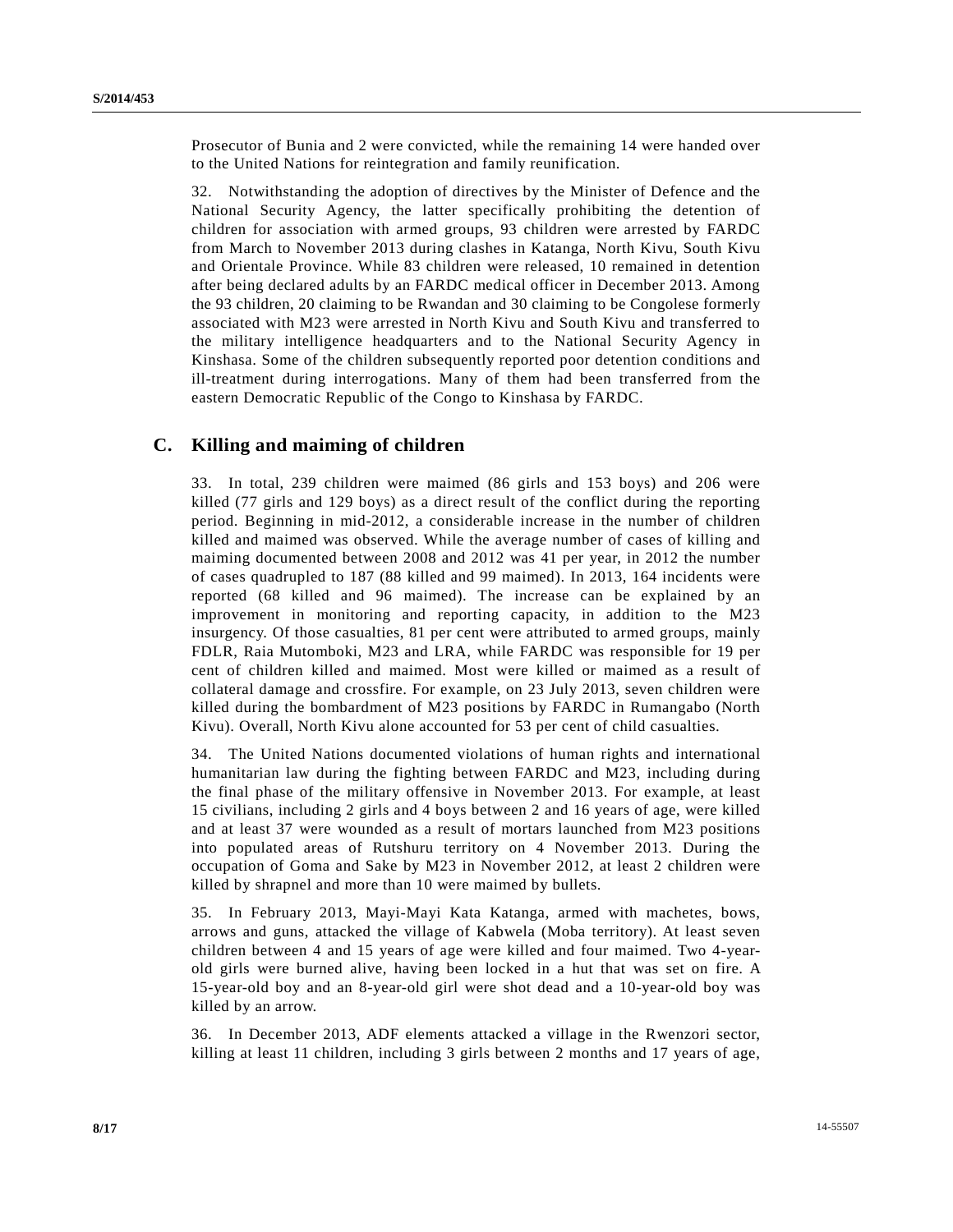Prosecutor of Bunia and 2 were convicted, while the remaining 14 were handed over to the United Nations for reintegration and family reunification.

32. Notwithstanding the adoption of directives by the Minister of Defence and the National Security Agency, the latter specifically prohibiting the detention of children for association with armed groups, 93 children were arrested by FARDC from March to November 2013 during clashes in Katanga, North Kivu, South Kivu and Orientale Province. While 83 children were released, 10 remained in detention after being declared adults by an FARDC medical officer in December 2013. Among the 93 children, 20 claiming to be Rwandan and 30 claiming to be Congolese formerly associated with M23 were arrested in North Kivu and South Kivu and transferred to the military intelligence headquarters and to the National Security Agency in Kinshasa. Some of the children subsequently reported poor detention conditions and ill-treatment during interrogations. Many of them had been transferred from the eastern Democratic Republic of the Congo to Kinshasa by FARDC.

## C. Killing and maiming of children

33. In total, 239 children were maimed (86 girls and 153 boys) and 206 were killed (77 girls and 129 boys) as a direct result of the conflict during the reporting period. Beginning in mid-2012, a considerable increase in the number of children killed and maimed was observed. While the average number of cases of killing and maiming documented between 2008 and 2012 was 41 per year, in 2012 the number of cases quadrupled to 187 (88 killed and 99 maimed). In 2013, 164 incidents were reported (68 killed and 96 maimed). The increase can be explained by an improvement in monitoring and reporting capacity, in addition to the M23 insurgency. Of those casualties, 81 per cent were attributed to armed groups, mainly FDLR, Raia Mutomboki, M23 and LRA, while FARDC was responsible for 19 per cent of children killed and maimed. Most were killed or maimed as a result of collateral damage and crossfire. For example, on 23 July 2013, seven children were killed during the bombardment of M23 positions by FARDC in Rumangabo (North Kivu). Overall, North Kivu alone accounted for 53 per cent of child casualties.

34. The United Nations documented violations of human rights and international humanitarian law during the fighting between FARDC and M23, including during the final phase of the military offensive in November 2013. For example, at least 15 civilians, including 2 girls and 4 boys between 2 and 16 years of age, were killed and at least 37 were wounded as a result of mortars launched from M23 positions into populated areas of Rutshuru territory on 4 November 2013. During the occupation of Goma and Sake by M23 in November 2012, at least 2 children were killed by shrapnel and more than 10 were maimed by bullets.

35. In February 2013, Mayi-Mayi Kata Katanga, armed with machetes, bows, arrows and guns, attacked the village of Kabwela (Moba territory). At least seven children between 4 and 15 years of age were killed and four maimed. Two 4-year-old girls were burned alive, having been locked in a hut that was set on fire. A 15-year-old boy and an 8-year-old girl were shot dead and a 10-year-old boy was killed by an arrow.

36. In December 2013, ADF elements attacked a village in the Rwenzori sector, killing at least 11 children, including 3 girls between 2 months and 17 years of age,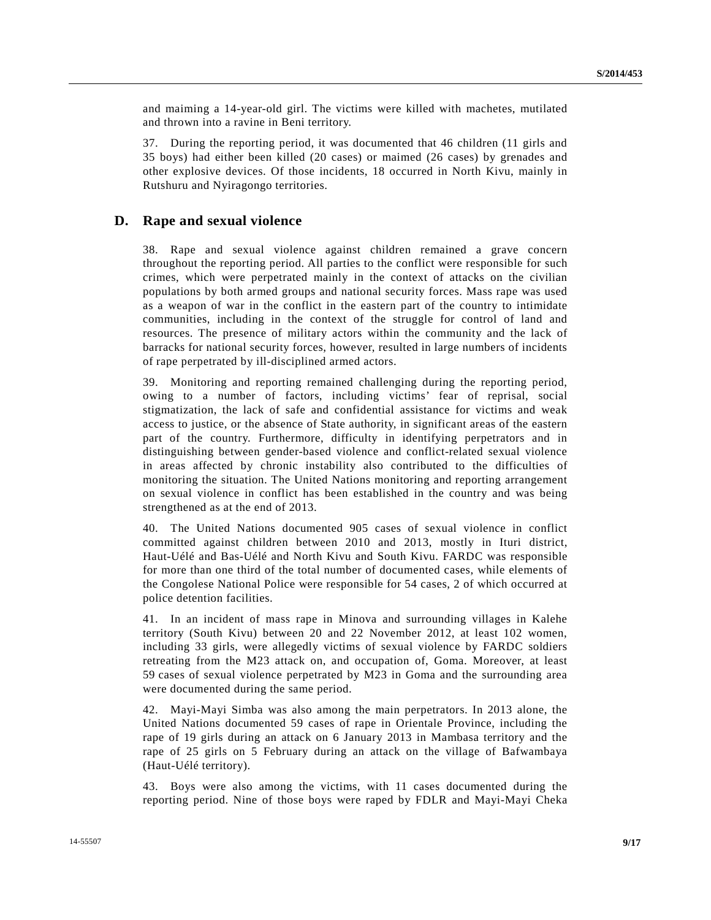and maiming a 14-year-old girl. The victims were killed with machetes, mutilated and thrown into a ravine in Beni territory.

37. During the reporting period, it was documented that 46 children (11 girls and 35 boys) had either been killed (20 cases) or maimed (26 cases) by grenades and other explosive devices. Of those incidents, 18 occurred in North Kivu, mainly in Rutshuru and Nyiragongo territories.

## D. Rape and sexual violence

38. Rape and sexual violence against children remained a grave concern throughout the reporting period. All parties to the conflict were responsible for such crimes, which were perpetrated mainly in the context of attacks on the civilian populations by both armed groups and national security forces. Mass rape was used as a weapon of war in the conflict in the eastern part of the country to intimidate communities, including in the context of the struggle for control of land and resources. The presence of military actors within the community and the lack of barracks for national security forces, however, resulted in large numbers of incidents of rape perpetrated by ill-disciplined armed actors.

39. Monitoring and reporting remained challenging during the reporting period, owing to a number of factors, including victims' fear of reprisal, social stigmatization, the lack of safe and confidential assistance for victims and weak access to justice, or the absence of State authority, in significant areas of the eastern part of the country. Furthermore, difficulty in identifying perpetrators and in distinguishing between gender-based violence and conflict-related sexual violence in areas affected by chronic instability also contributed to the difficulties of monitoring the situation. The United Nations monitoring and reporting arrangement on sexual violence in conflict has been established in the country and was being strengthened as at the end of 2013.

40. The United Nations documented 905 cases of sexual violence in conflict committed against children between 2010 and 2013, mostly in Ituri district, Haut-Uélé and Bas-Uélé and North Kivu and South Kivu. FARDC was responsible for more than one third of the total number of documented cases, while elements of the Congolese National Police were responsible for 54 cases, 2 of which occurred at police detention facilities.

41. In an incident of mass rape in Minova and surrounding villages in Kalehe territory (South Kivu) between 20 and 22 November 2012, at least 102 women, including 33 girls, were allegedly victims of sexual violence by FARDC soldiers retreating from the M23 attack on, and occupation of, Goma. Moreover, at least 59 cases of sexual violence perpetrated by M23 in Goma and the surrounding area were documented during the same period.

42. Mayi-Mayi Simba was also among the main perpetrators. In 2013 alone, the United Nations documented 59 cases of rape in Orientale Province, including the rape of 19 girls during an attack on 6 January 2013 in Mambasa territory and the rape of 25 girls on 5 February during an attack on the village of Bafwambaya (Haut-Uélé territory).

43. Boys were also among the victims, with 11 cases documented during the reporting period. Nine of those boys were raped by FDLR and Mayi-Mayi Cheka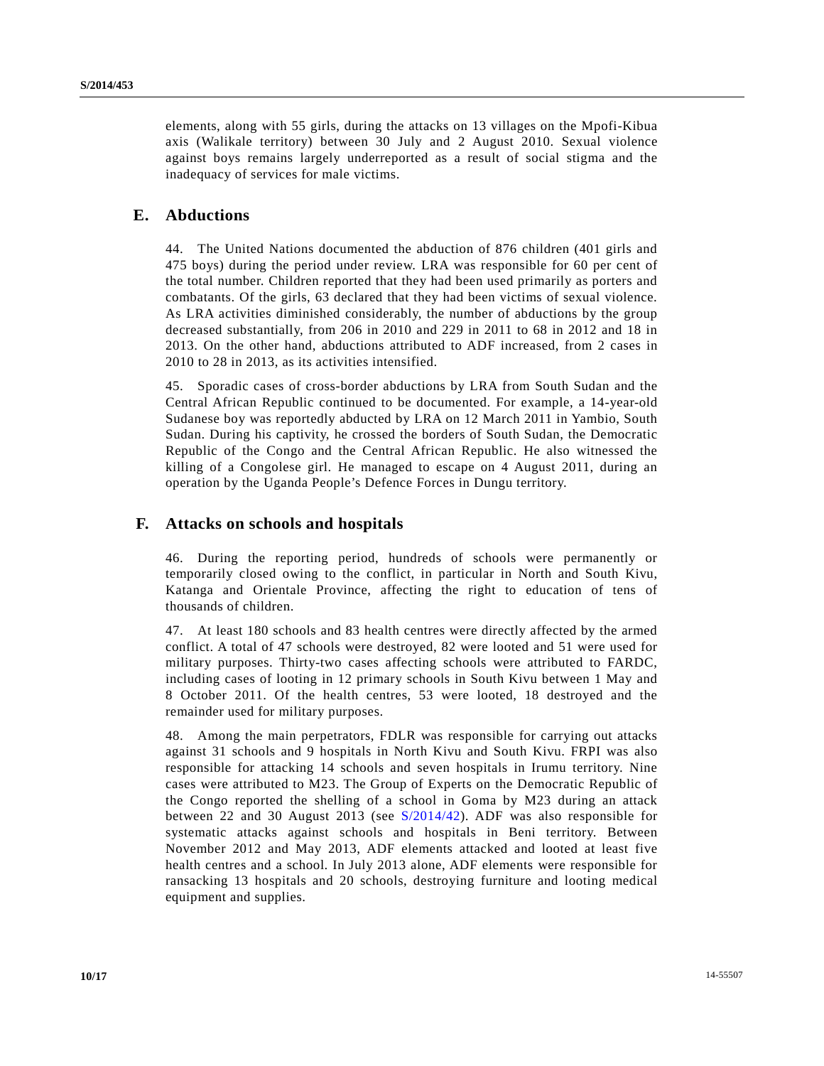elements, along with 55 girls, during the attacks on 13 villages on the Mpofi-Kibua axis (Walikale territory) between 30 July and 2 August 2010. Sexual violence against boys remains largely underreported as a result of social stigma and the inadequacy of services for male victims.

## E. Abductions

44. The United Nations documented the abduction of 876 children (401 girls and 475 boys) during the period under review. LRA was responsible for 60 per cent of the total number. Children reported that they had been used primarily as porters and combatants. Of the girls, 63 declared that they had been victims of sexual violence. As LRA activities diminished considerably, the number of abductions by the group decreased substantially, from 206 in 2010 and 229 in 2011 to 68 in 2012 and 18 in 2013. On the other hand, abductions attributed to ADF increased, from 2 cases in 2010 to 28 in 2013, as its activities intensified.

45. Sporadic cases of cross-border abductions by LRA from South Sudan and the Central African Republic continued to be documented. For example, a 14-year-old Sudanese boy was reportedly abducted by LRA on 12 March 2011 in Yambio, South Sudan. During his captivity, he crossed the borders of South Sudan, the Democratic Republic of the Congo and the Central African Republic. He also witnessed the killing of a Congolese girl. He managed to escape on 4 August 2011, during an operation by the Uganda People's Defence Forces in Dungu territory.

## F. Attacks on schools and hospitals

46. During the reporting period, hundreds of schools were permanently or temporarily closed owing to the conflict, in particular in North and South Kivu, Katanga and Orientale Province, affecting the right to education of tens of thousands of children.

47. At least 180 schools and 83 health centres were directly affected by the armed conflict. A total of 47 schools were destroyed, 82 were looted and 51 were used for military purposes. Thirty-two cases affecting schools were attributed to FARDC, including cases of looting in 12 primary schools in South Kivu between 1 May and 8 October 2011. Of the health centres, 53 were looted, 18 destroyed and the remainder used for military purposes.

48. Among the main perpetrators, FDLR was responsible for carrying out attacks against 31 schools and 9 hospitals in North Kivu and South Kivu. FRPI was also responsible for attacking 14 schools and seven hospitals in Irumu territory. Nine cases were attributed to M23. The Group of Experts on the Democratic Republic of the Congo reported the shelling of a school in Goma by M23 during an attack between 22 and 30 August 2013 (see S/2014/42). ADF was also responsible for systematic attacks against schools and hospitals in Beni territory. Between November 2012 and May 2013, ADF elements attacked and looted at least five health centres and a school. In July 2013 alone, ADF elements were responsible for ransacking 13 hospitals and 20 schools, destroying furniture and looting medical equipment and supplies.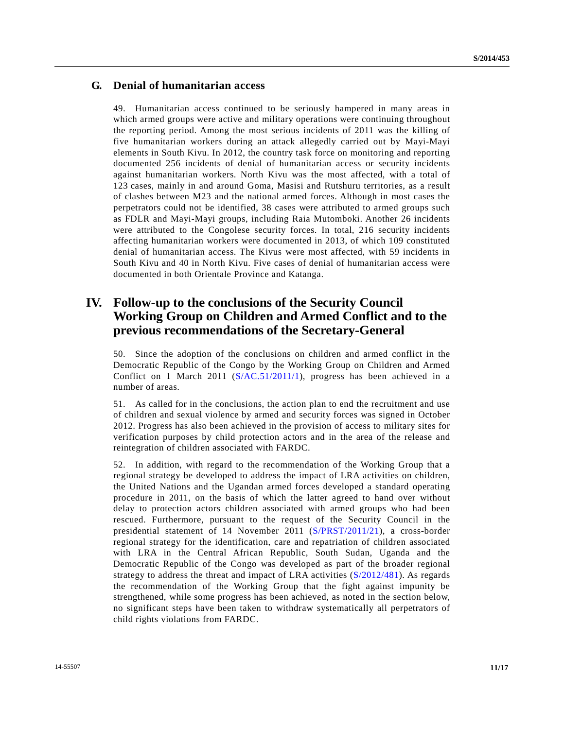### G. Denial of humanitarian access

49. Humanitarian access continued to be seriously hampered in many areas in which armed groups were active and military operations were continuing throughout the reporting period. Among the most serious incidents of 2011 was the killing of five humanitarian workers during an attack allegedly carried out by Mayi-Mayi elements in South Kivu. In 2012, the country task force on monitoring and reporting documented 256 incidents of denial of humanitarian access or security incidents against humanitarian workers. North Kivu was the most affected, with a total of 123 cases, mainly in and around Goma, Masisi and Rutshuru territories, as a result of clashes between M23 and the national armed forces. Although in most cases the perpetrators could not be identified, 38 cases were attributed to armed groups such as FDLR and Mayi-Mayi groups, including Raia Mutomboki. Another 26 incidents were attributed to the Congolese security forces. In total, 216 security incidents affecting humanitarian workers were documented in 2013, of which 109 constituted denial of humanitarian access. The Kivus were most affected, with 59 incidents in South Kivu and 40 in North Kivu. Five cases of denial of humanitarian access were documented in both Orientale Province and Katanga.

## IV. Follow-up to the conclusions of the Security Council Working Group on Children and Armed Conflict and to the previous recommendations of the Secretary-General

50. Since the adoption of the conclusions on children and armed conflict in the Democratic Republic of the Congo by the Working Group on Children and Armed Conflict on 1 March 2011 (S/AC.51/2011/1), progress has been achieved in a number of areas.

51. As called for in the conclusions, the action plan to end the recruitment and use of children and sexual violence by armed and security forces was signed in October 2012. Progress has also been achieved in the provision of access to military sites for verification purposes by child protection actors and in the area of the release and reintegration of children associated with FARDC.

52. In addition, with regard to the recommendation of the Working Group that a regional strategy be developed to address the impact of LRA activities on children, the United Nations and the Ugandan armed forces developed a standard operating procedure in 2011, on the basis of which the latter agreed to hand over without delay to protection actors children associated with armed groups who had been rescued. Furthermore, pursuant to the request of the Security Council in the presidential statement of 14 November 2011 (S/PRST/2011/21), a cross-border regional strategy for the identification, care and repatriation of children associated with LRA in the Central African Republic, South Sudan, Uganda and the Democratic Republic of the Congo was developed as part of the broader regional strategy to address the threat and impact of LRA activities (S/2012/481). As regards the recommendation of the Working Group that the fight against impunity be strengthened, while some progress has been achieved, as noted in the section below, no significant steps have been taken to withdraw systematically all perpetrators of child rights violations from FARDC.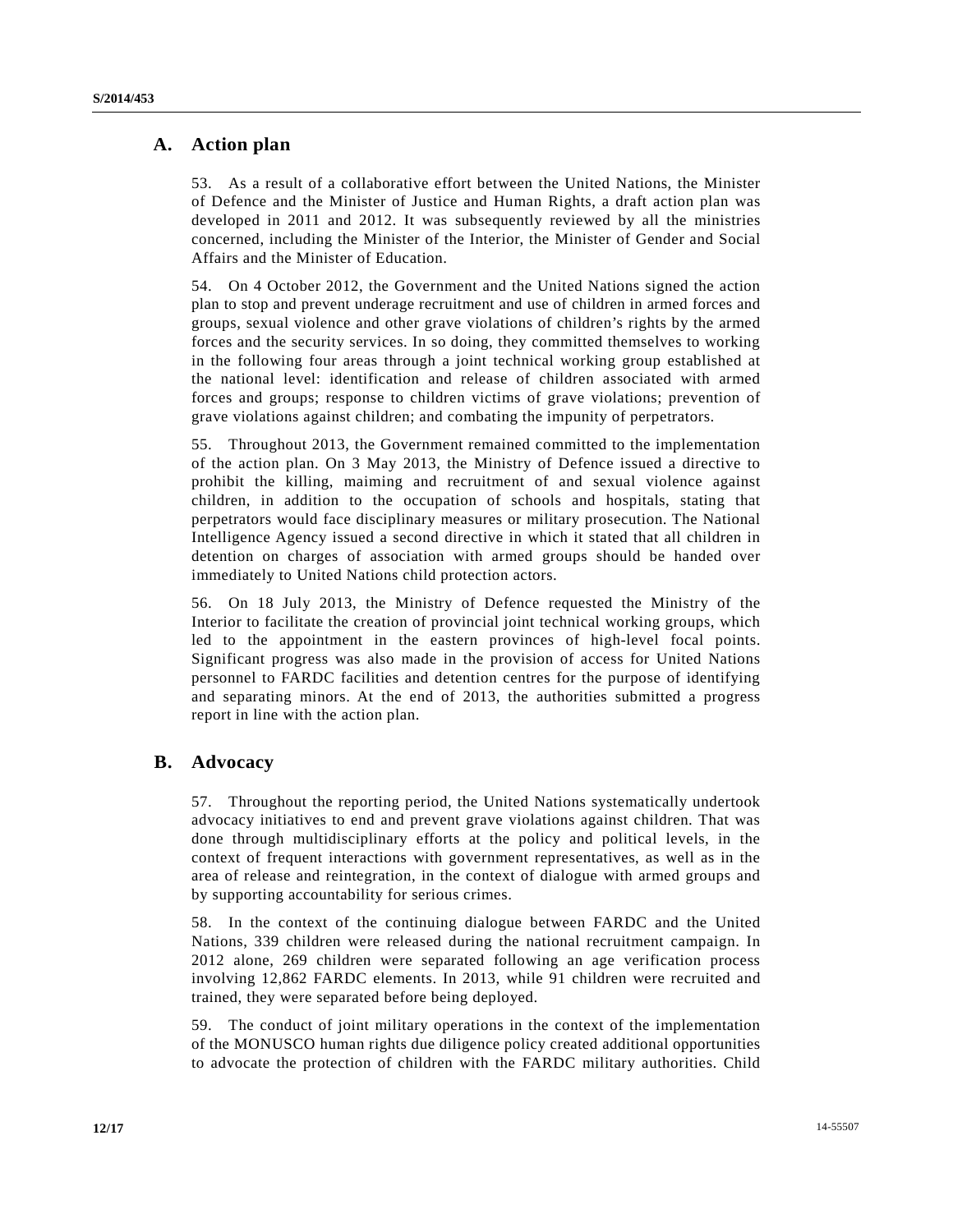## A. Action plan

53. As a result of a collaborative effort between the United Nations, the Minister of Defence and the Minister of Justice and Human Rights, a draft action plan was developed in 2011 and 2012. It was subsequently reviewed by all the ministries concerned, including the Minister of the Interior, the Minister of Gender and Social Affairs and the Minister of Education.

54. On 4 October 2012, the Government and the United Nations signed the action plan to stop and prevent underage recruitment and use of children in armed forces and groups, sexual violence and other grave violations of children's rights by the armed forces and the security services. In so doing, they committed themselves to working in the following four areas through a joint technical working group established at the national level: identification and release of children associated with armed forces and groups; response to children victims of grave violations; prevention of grave violations against children; and combating the impunity of perpetrators.

55. Throughout 2013, the Government remained committed to the implementation of the action plan. On 3 May 2013, the Ministry of Defence issued a directive to prohibit the killing, maiming and recruitment of and sexual violence against children, in addition to the occupation of schools and hospitals, stating that perpetrators would face disciplinary measures or military prosecution. The National Intelligence Agency issued a second directive in which it stated that all children in detention on charges of association with armed groups should be handed over immediately to United Nations child protection actors.

56. On 18 July 2013, the Ministry of Defence requested the Ministry of the Interior to facilitate the creation of provincial joint technical working groups, which led to the appointment in the eastern provinces of high-level focal points. Significant progress was also made in the provision of access for United Nations personnel to FARDC facilities and detention centres for the purpose of identifying and separating minors. At the end of 2013, the authorities submitted a progress report in line with the action plan.

## B. Advocacy

57. Throughout the reporting period, the United Nations systematically undertook advocacy initiatives to end and prevent grave violations against children. That was done through multidisciplinary efforts at the policy and political levels, in the context of frequent interactions with government representatives, as well as in the area of release and reintegration, in the context of dialogue with armed groups and by supporting accountability for serious crimes.

58. In the context of the continuing dialogue between FARDC and the United Nations, 339 children were released during the national recruitment campaign. In 2012 alone, 269 children were separated following an age verification process involving 12,862 FARDC elements. In 2013, while 91 children were recruited and trained, they were separated before being deployed.

59. The conduct of joint military operations in the context of the implementation of the MONUSCO human rights due diligence policy created additional opportunities to advocate the protection of children with the FARDC military authorities. Child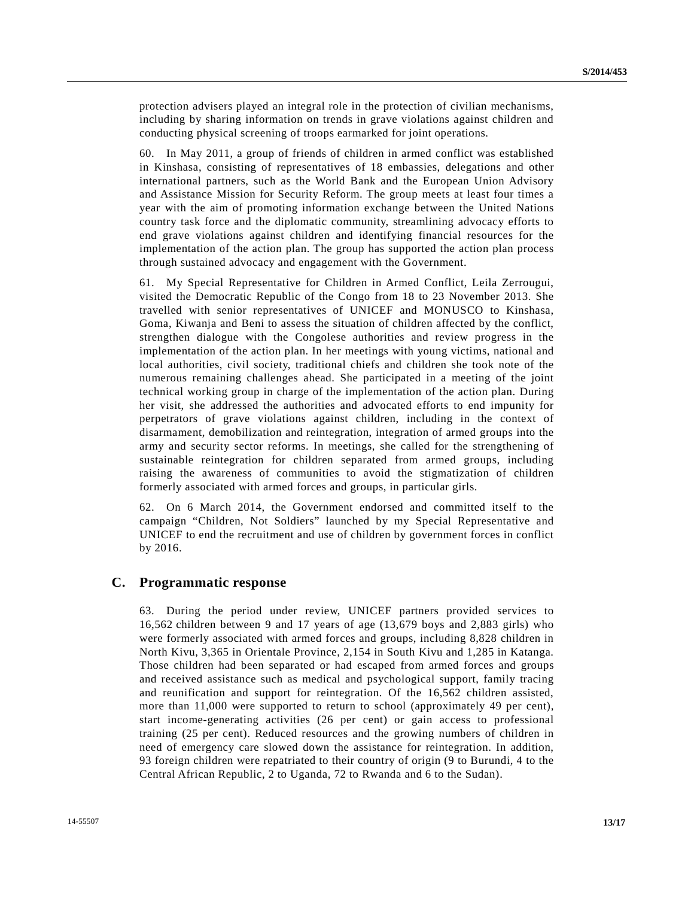protection advisers played an integral role in the protection of civilian mechanisms, including by sharing information on trends in grave violations against children and conducting physical screening of troops earmarked for joint operations.

60. In May 2011, a group of friends of children in armed conflict was established in Kinshasa, consisting of representatives of 18 embassies, delegations and other international partners, such as the World Bank and the European Union Advisory and Assistance Mission for Security Reform. The group meets at least four times a year with the aim of promoting information exchange between the United Nations country task force and the diplomatic community, streamlining advocacy efforts to end grave violations against children and identifying financial resources for the implementation of the action plan. The group has supported the action plan process through sustained advocacy and engagement with the Government.

61. My Special Representative for Children in Armed Conflict, Leila Zerrougui, visited the Democratic Republic of the Congo from 18 to 23 November 2013. She travelled with senior representatives of UNICEF and MONUSCO to Kinshasa, Goma, Kiwanja and Beni to assess the situation of children affected by the conflict, strengthen dialogue with the Congolese authorities and review progress in the implementation of the action plan. In her meetings with young victims, national and local authorities, civil society, traditional chiefs and children she took note of the numerous remaining challenges ahead. She participated in a meeting of the joint technical working group in charge of the implementation of the action plan. During her visit, she addressed the authorities and advocated efforts to end impunity for perpetrators of grave violations against children, including in the context of disarmament, demobilization and reintegration, integration of armed groups into the army and security sector reforms. In meetings, she called for the strengthening of sustainable reintegration for children separated from armed groups, including raising the awareness of communities to avoid the stigmatization of children formerly associated with armed forces and groups, in particular girls.

62. On 6 March 2014, the Government endorsed and committed itself to the campaign "Children, Not Soldiers" launched by my Special Representative and UNICEF to end the recruitment and use of children by government forces in conflict by 2016.

## C. Programmatic response

63. During the period under review, UNICEF partners provided services to 16,562 children between 9 and 17 years of age (13,679 boys and 2,883 girls) who were formerly associated with armed forces and groups, including 8,828 children in North Kivu, 3,365 in Orientale Province, 2,154 in South Kivu and 1,285 in Katanga. Those children had been separated or had escaped from armed forces and groups and received assistance such as medical and psychological support, family tracing and reunification and support for reintegration. Of the 16,562 children assisted, more than 11,000 were supported to return to school (approximately 49 per cent), start income-generating activities (26 per cent) or gain access to professional training (25 per cent). Reduced resources and the growing numbers of children in need of emergency care slowed down the assistance for reintegration. In addition, 93 foreign children were repatriated to their country of origin (9 to Burundi, 4 to the Central African Republic, 2 to Uganda, 72 to Rwanda and 6 to the Sudan).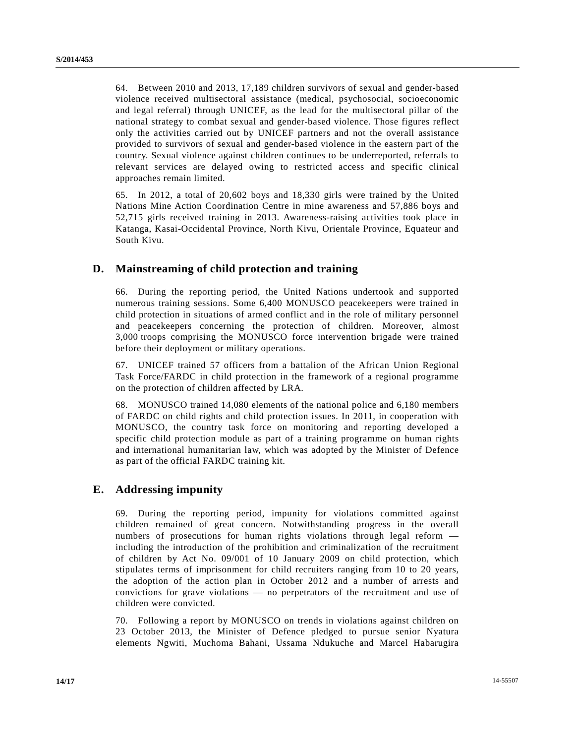64. Between 2010 and 2013, 17,189 children survivors of sexual and gender-based violence received multisectoral assistance (medical, psychosocial, socioeconomic and legal referral) through UNICEF, as the lead for the multisectoral pillar of the national strategy to combat sexual and gender-based violence. Those figures reflect only the activities carried out by UNICEF partners and not the overall assistance provided to survivors of sexual and gender-based violence in the eastern part of the country. Sexual violence against children continues to be underreported, referrals to relevant services are delayed owing to restricted access and specific clinical approaches remain limited.

65. In 2012, a total of 20,602 boys and 18,330 girls were trained by the United Nations Mine Action Coordination Centre in mine awareness and 57,886 boys and 52,715 girls received training in 2013. Awareness-raising activities took place in Katanga, Kasai-Occidental Province, North Kivu, Orientale Province, Equateur and South Kivu.

## D. Mainstreaming of child protection and training

66. During the reporting period, the United Nations undertook and supported numerous training sessions. Some 6,400 MONUSCO peacekeepers were trained in child protection in situations of armed conflict and in the role of military personnel and peacekeepers concerning the protection of children. Moreover, almost 3,000 troops comprising the MONUSCO force intervention brigade were trained before their deployment or military operations.

67. UNICEF trained 57 officers from a battalion of the African Union Regional Task Force/FARDC in child protection in the framework of a regional programme on the protection of children affected by LRA.

68. MONUSCO trained 14,080 elements of the national police and 6,180 members of FARDC on child rights and child protection issues. In 2011, in cooperation with MONUSCO, the country task force on monitoring and reporting developed a specific child protection module as part of a training programme on human rights and international humanitarian law, which was adopted by the Minister of Defence as part of the official FARDC training kit.

## E. Addressing impunity

69. During the reporting period, impunity for violations committed against children remained of great concern. Notwithstanding progress in the overall numbers of prosecutions for human rights violations through legal reform — including the introduction of the prohibition and criminalization of the recruitment of children by Act No. 09/001 of 10 January 2009 on child protection, which stipulates terms of imprisonment for child recruiters ranging from 10 to 20 years, the adoption of the action plan in October 2012 and a number of arrests and convictions for grave violations — no perpetrators of the recruitment and use of children were convicted.

70. Following a report by MONUSCO on trends in violations against children on 23 October 2013, the Minister of Defence pledged to pursue senior Nyatura elements Ngwiti, Muchoma Bahani, Ussama Ndukuche and Marcel Habarugira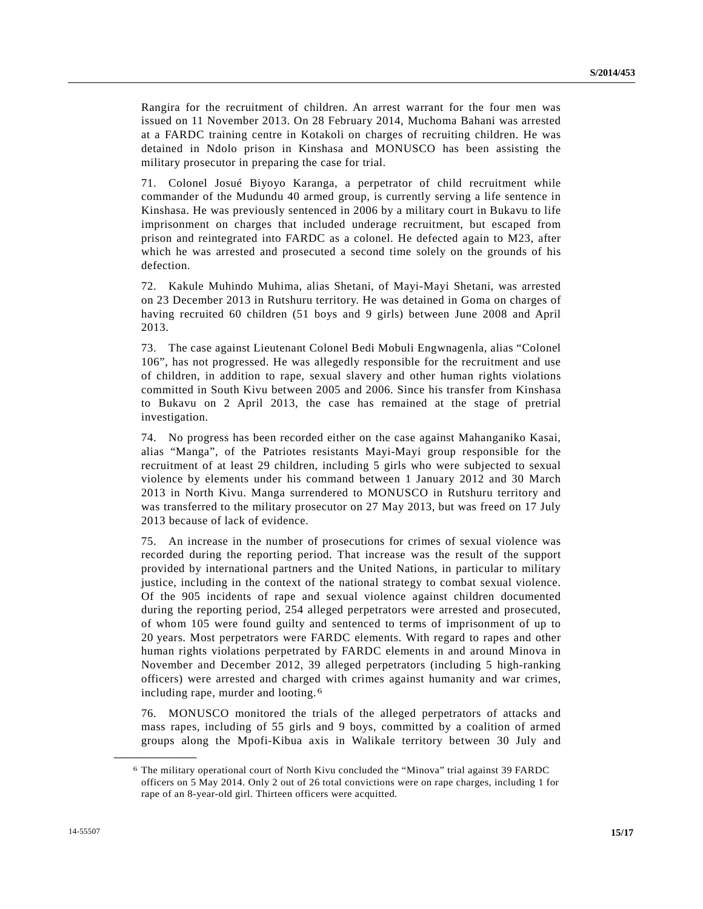Rangira for the recruitment of children. An arrest warrant for the four men was issued on 11 November 2013. On 28 February 2014, Muchoma Bahani was arrested at a FARDC training centre in Kotakoli on charges of recruiting children. He was detained in Ndolo prison in Kinshasa and MONUSCO has been assisting the military prosecutor in preparing the case for trial.

71. Colonel Josué Biyoyo Karanga, a perpetrator of child recruitment while commander of the Mudundu 40 armed group, is currently serving a life sentence in Kinshasa. He was previously sentenced in 2006 by a military court in Bukavu to life imprisonment on charges that included underage recruitment, but escaped from prison and reintegrated into FARDC as a colonel. He defected again to M23, after which he was arrested and prosecuted a second time solely on the grounds of his defection.

72. Kakule Muhindo Muhima, alias Shetani, of Mayi-Mayi Shetani, was arrested on 23 December 2013 in Rutshuru territory. He was detained in Goma on charges of having recruited 60 children (51 boys and 9 girls) between June 2008 and April 2013.

73. The case against Lieutenant Colonel Bedi Mobuli Engwnagenla, alias "Colonel 106", has not progressed. He was allegedly responsible for the recruitment and use of children, in addition to rape, sexual slavery and other human rights violations committed in South Kivu between 2005 and 2006. Since his transfer from Kinshasa to Bukavu on 2 April 2013, the case has remained at the stage of pretrial investigation.

74. No progress has been recorded either on the case against Mahanganiko Kasai, alias "Manga", of the Patriotes resistants Mayi-Mayi group responsible for the recruitment of at least 29 children, including 5 girls who were subjected to sexual violence by elements under his command between 1 January 2012 and 30 March 2013 in North Kivu. Manga surrendered to MONUSCO in Rutshuru territory and was transferred to the military prosecutor on 27 May 2013, but was freed on 17 July 2013 because of lack of evidence.

75. An increase in the number of prosecutions for crimes of sexual violence was recorded during the reporting period. That increase was the result of the support provided by international partners and the United Nations, in particular to military justice, including in the context of the national strategy to combat sexual violence. Of the 905 incidents of rape and sexual violence against children documented during the reporting period, 254 alleged perpetrators were arrested and prosecuted, of whom 105 were found guilty and sentenced to terms of imprisonment of up to 20 years. Most perpetrators were FARDC elements. With regard to rapes and other human rights violations perpetrated by FARDC elements in and around Minova in November and December 2012, 39 alleged perpetrators (including 5 high-ranking officers) were arrested and charged with crimes against humanity and war crimes, including rape, murder and looting.[6]

76. MONUSCO monitored the trials of the alleged perpetrators of attacks and mass rapes, including of 55 girls and 9 boys, committed by a coalition of armed groups along the Mpofi-Kibua axis in Walikale territory between 30 July and

---

[6] The military operational court of North Kivu concluded the "Minova" trial against 39 FARDC officers on 5 May 2014. Only 2 out of 26 total convictions were on rape charges, including 1 for rape of an 8-year-old girl. Thirteen officers were acquitted.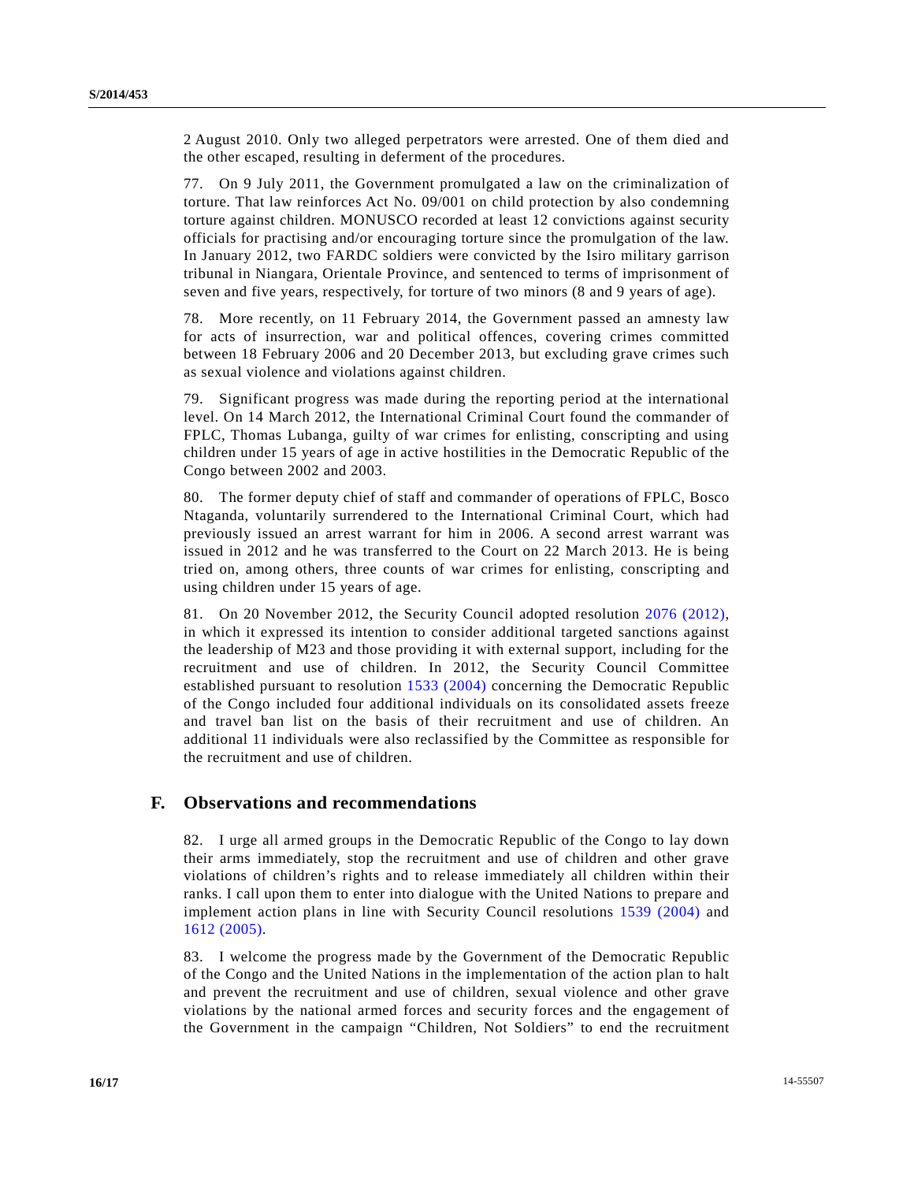2 August 2010. Only two alleged perpetrators were arrested. One of them died and the other escaped, resulting in deferment of the procedures.

77. On 9 July 2011, the Government promulgated a law on the criminalization of torture. That law reinforces Act No. 09/001 on child protection by also condemning torture against children. MONUSCO recorded at least 12 convictions against security officials for practising and/or encouraging torture since the promulgation of the law. In January 2012, two FARDC soldiers were convicted by the Isiro military garrison tribunal in Niangara, Orientale Province, and sentenced to terms of imprisonment of seven and five years, respectively, for torture of two minors (8 and 9 years of age).

78. More recently, on 11 February 2014, the Government passed an amnesty law for acts of insurrection, war and political offences, covering crimes committed between 18 February 2006 and 20 December 2013, but excluding grave crimes such as sexual violence and violations against children.

79. Significant progress was made during the reporting period at the international level. On 14 March 2012, the International Criminal Court found the commander of FPLC, Thomas Lubanga, guilty of war crimes for enlisting, conscripting and using children under 15 years of age in active hostilities in the Democratic Republic of the Congo between 2002 and 2003.

80. The former deputy chief of staff and commander of operations of FPLC, Bosco Ntaganda, voluntarily surrendered to the International Criminal Court, which had previously issued an arrest warrant for him in 2006. A second arrest warrant was issued in 2012 and he was transferred to the Court on 22 March 2013. He is being tried on, among others, three counts of war crimes for enlisting, conscripting and using children under 15 years of age.

81. On 20 November 2012, the Security Council adopted resolution 2076 (2012), in which it expressed its intention to consider additional targeted sanctions against the leadership of M23 and those providing it with external support, including for the recruitment and use of children. In 2012, the Security Council Committee established pursuant to resolution 1533 (2004) concerning the Democratic Republic of the Congo included four additional individuals on its consolidated assets freeze and travel ban list on the basis of their recruitment and use of children. An additional 11 individuals were also reclassified by the Committee as responsible for the recruitment and use of children.

## F. Observations and recommendations

82. I urge all armed groups in the Democratic Republic of the Congo to lay down their arms immediately, stop the recruitment and use of children and other grave violations of children's rights and to release immediately all children within their ranks. I call upon them to enter into dialogue with the United Nations to prepare and implement action plans in line with Security Council resolutions 1539 (2004) and 1612 (2005).

83. I welcome the progress made by the Government of the Democratic Republic of the Congo and the United Nations in the implementation of the action plan to halt and prevent the recruitment and use of children, sexual violence and other grave violations by the national armed forces and security forces and the engagement of the Government in the campaign "Children, Not Soldiers" to end the recruitment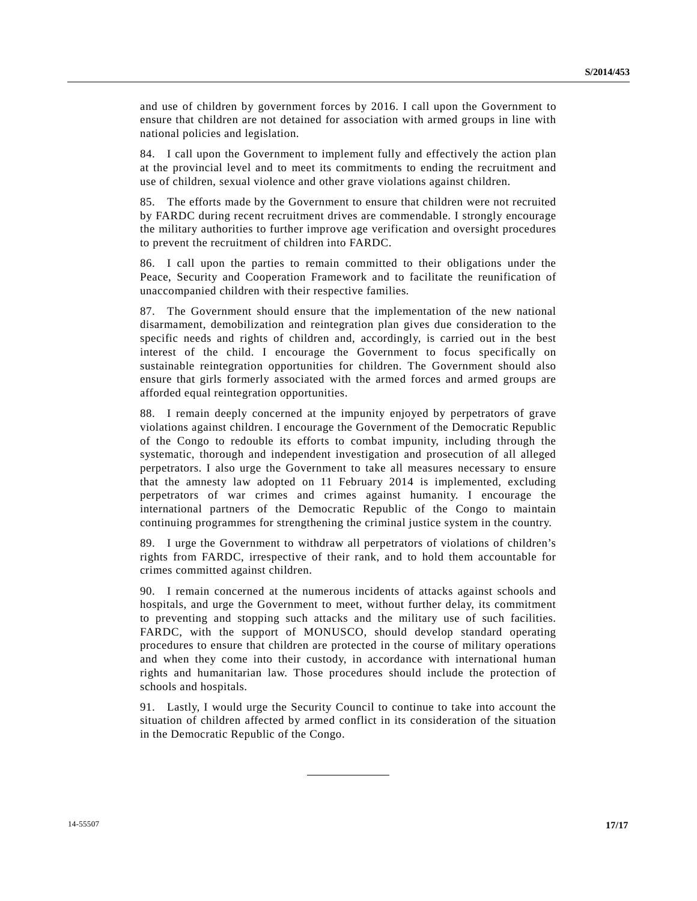and use of children by government forces by 2016. I call upon the Government to ensure that children are not detained for association with armed groups in line with national policies and legislation.

84. I call upon the Government to implement fully and effectively the action plan at the provincial level and to meet its commitments to ending the recruitment and use of children, sexual violence and other grave violations against children.

85. The efforts made by the Government to ensure that children were not recruited by FARDC during recent recruitment drives are commendable. I strongly encourage the military authorities to further improve age verification and oversight procedures to prevent the recruitment of children into FARDC.

86. I call upon the parties to remain committed to their obligations under the Peace, Security and Cooperation Framework and to facilitate the reunification of unaccompanied children with their respective families.

87. The Government should ensure that the implementation of the new national disarmament, demobilization and reintegration plan gives due consideration to the specific needs and rights of children and, accordingly, is carried out in the best interest of the child. I encourage the Government to focus specifically on sustainable reintegration opportunities for children. The Government should also ensure that girls formerly associated with the armed forces and armed groups are afforded equal reintegration opportunities.

88. I remain deeply concerned at the impunity enjoyed by perpetrators of grave violations against children. I encourage the Government of the Democratic Republic of the Congo to redouble its efforts to combat impunity, including through the systematic, thorough and independent investigation and prosecution of all alleged perpetrators. I also urge the Government to take all measures necessary to ensure that the amnesty law adopted on 11 February 2014 is implemented, excluding perpetrators of war crimes and crimes against humanity. I encourage the international partners of the Democratic Republic of the Congo to maintain continuing programmes for strengthening the criminal justice system in the country.

89. I urge the Government to withdraw all perpetrators of violations of children's rights from FARDC, irrespective of their rank, and to hold them accountable for crimes committed against children.

90. I remain concerned at the numerous incidents of attacks against schools and hospitals, and urge the Government to meet, without further delay, its commitment to preventing and stopping such attacks and the military use of such facilities. FARDC, with the support of MONUSCO, should develop standard operating procedures to ensure that children are protected in the course of military operations and when they come into their custody, in accordance with international human rights and humanitarian law. Those procedures should include the protection of schools and hospitals.

91. Lastly, I would urge the Security Council to continue to take into account the situation of children affected by armed conflict in its consideration of the situation in the Democratic Republic of the Congo.